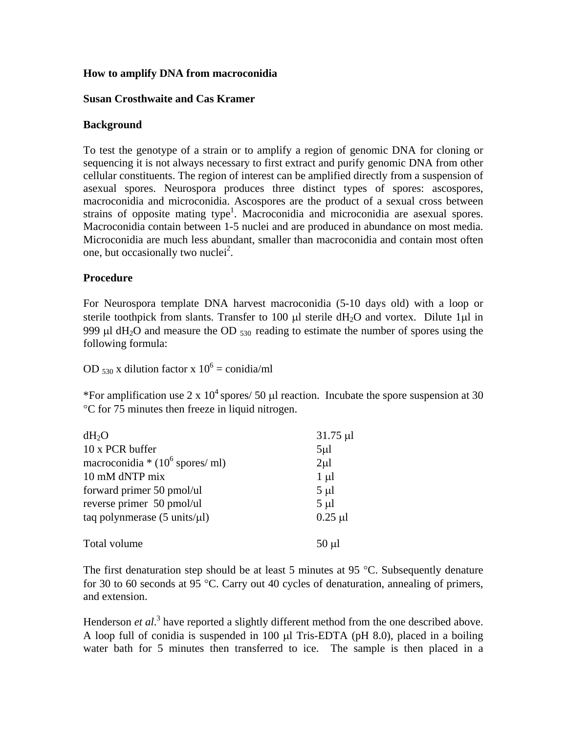**How to amplify DNA from macroconidia**

**Susan Crosthwaite and Cas Kramer**

## Background

To test the genotype of a strain or to amplify a region of genomic DNA for cloning or sequencing it is not always necessary to first extract and purify genomic DNA from other cellular constituents. The region of interest can be amplified directly from a suspension of asexual spores. Neurospora produces three distinct types of spores: ascospores, macroconidia and microconidia. Ascospores are the product of a sexual cross between strains of opposite mating type[1]. Macroconidia and microconidia are asexual spores. Macroconidia contain between 1-5 nuclei and are produced in abundance on most media. Microconidia are much less abundant, smaller than macroconidia and contain most often one, but occasionally two nuclei[2].

## Procedure

For Neurospora template DNA harvest macroconidia (5-10 days old) with a loop or sterile toothpick from slants. Transfer to 100 μl sterile $dH_2O$ and vortex. Dilute 1μl in 999 μl $dH_2O$ and measure the $OD_{530}$ reading to estimate the number of spores using the following formula:

$OD_{530}$ x dilution factor x $10^6$ = conidia/ml

*For amplification use 2 x $10^4$ spores/ 50 μl reaction. Incubate the spore suspension at 30 °C for 75 minutes then freeze in liquid nitrogen.

| | |
|---|---|
| $dH_2O$ | 31.75 μl |
| 10 x PCR buffer | 5μl |
| macroconidia * ($10^6$ spores/ ml) | 2μl |
| 10 mM dNTP mix | 1 μl |
| forward primer 50 pmol/ul | 5 μl |
| reverse primer 50 pmol/ul | 5 μl |
| taq polynmerase (5 units/μl) | 0.25 μl |
| | |
| Total volume | 50 μl |

The first denaturation step should be at least 5 minutes at 95 °C. Subsequently denature for 30 to 60 seconds at 95 °C. Carry out 40 cycles of denaturation, annealing of primers, and extension.

Henderson *et al*.[3] have reported a slightly different method from the one described above. A loop full of conidia is suspended in 100 μl Tris-EDTA (pH 8.0), placed in a boiling water bath for 5 minutes then transferred to ice. The sample is then placed in a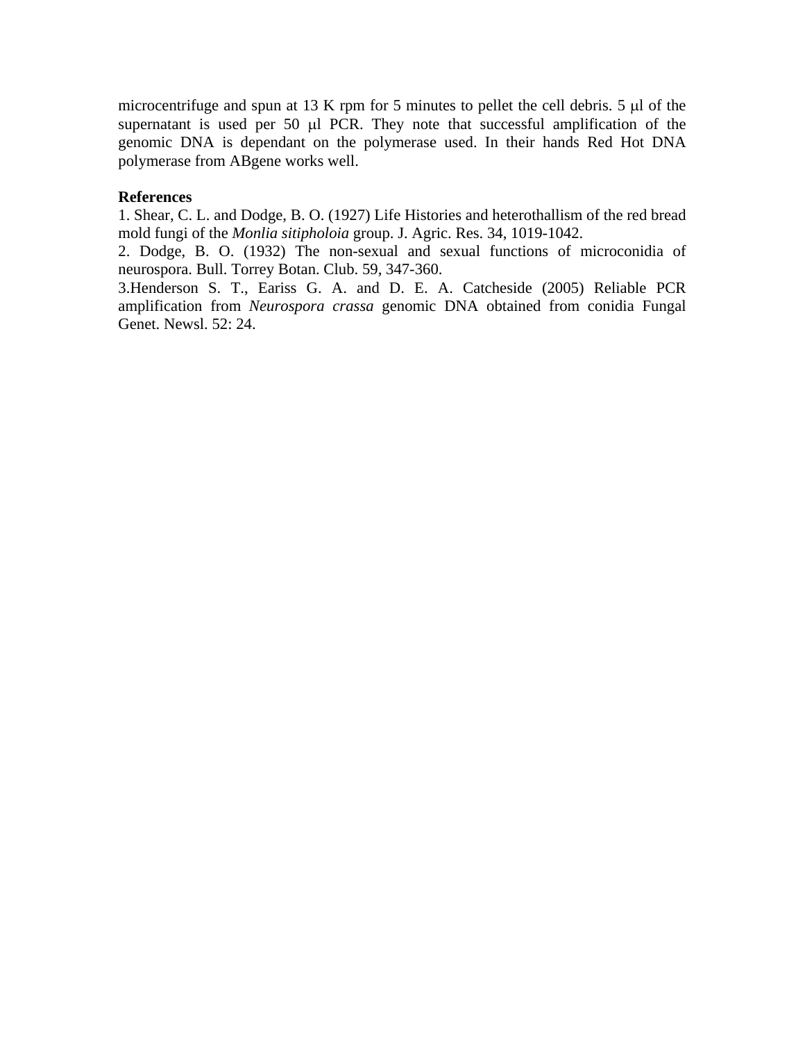microcentrifuge and spun at 13 K rpm for 5 minutes to pellet the cell debris. 5 μl of the supernatant is used per 50 μl PCR. They note that successful amplification of the genomic DNA is dependant on the polymerase used. In their hands Red Hot DNA polymerase from ABgene works well.

**References**

1. Shear, C. L. and Dodge, B. O. (1927) Life Histories and heterothallism of the red bread mold fungi of the *Monlia sitipholoia* group. J. Agric. Res. 34, 1019-1042.
2. Dodge, B. O. (1932) The non-sexual and sexual functions of microconidia of neurospora. Bull. Torrey Botan. Club. 59, 347-360.
3. Henderson S. T., Eariss G. A. and D. E. A. Catcheside (2005) Reliable PCR amplification from *Neurospora crassa* genomic DNA obtained from conidia Fungal Genet. Newsl. 52: 24.